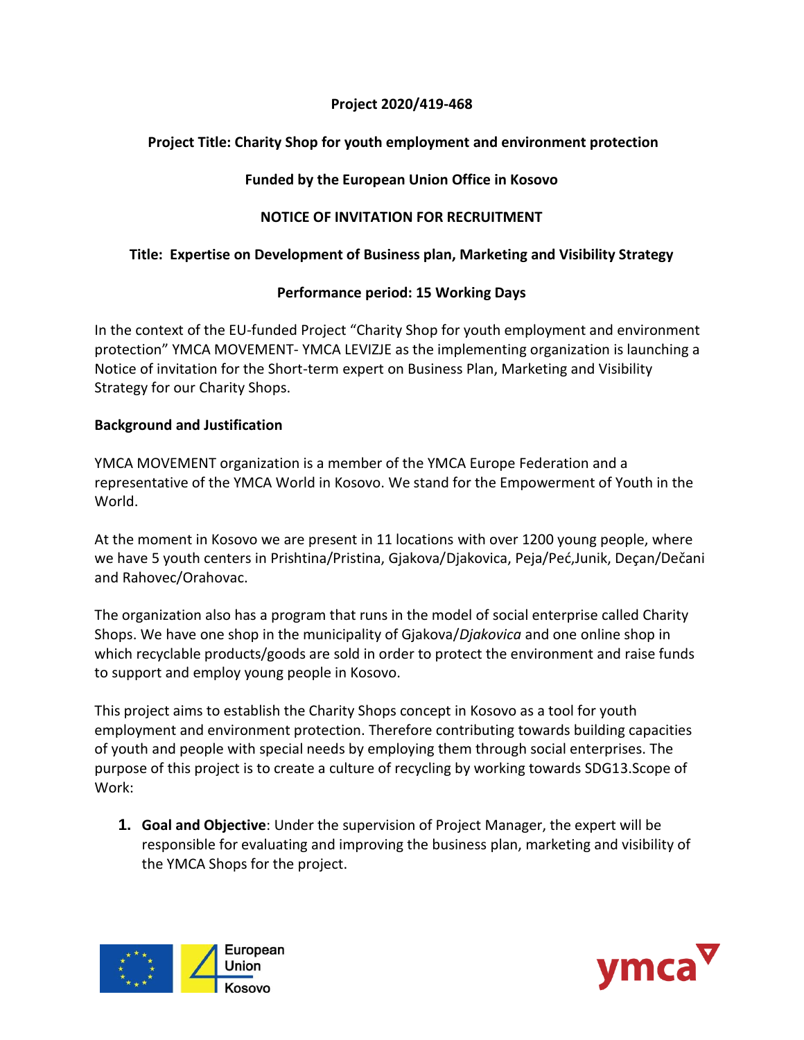**Project 2020/419-468**

**Project Title: Charity Shop for youth employment and environment protection**

**Funded by the European Union Office in Kosovo**

**NOTICE OF INVITATION FOR RECRUITMENT**

**Title: Expertise on Development of Business plan, Marketing and Visibility Strategy**

**Performance period: 15 Working Days**

In the context of the EU-funded Project "Charity Shop for youth employment and environment protection" YMCA MOVEMENT- YMCA LEVIZJE as the implementing organization is launching a Notice of invitation for the Short-term expert on Business Plan, Marketing and Visibility Strategy for our Charity Shops.

**Background and Justification**

YMCA MOVEMENT organization is a member of the YMCA Europe Federation and a representative of the YMCA World in Kosovo. We stand for the Empowerment of Youth in the World.

At the moment in Kosovo we are present in 11 locations with over 1200 young people, where we have 5 youth centers in Prishtina/Pristina, Gjakova/Djakovica, Peja/Peć,Junik, Deçan/Dečani and Rahovec/Orahovac.

The organization also has a program that runs in the model of social enterprise called Charity Shops. We have one shop in the municipality of Gjakova/*Djakovica* and one online shop in which recyclable products/goods are sold in order to protect the environment and raise funds to support and employ young people in Kosovo.

This project aims to establish the Charity Shops concept in Kosovo as a tool for youth employment and environment protection. Therefore contributing towards building capacities of youth and people with special needs by employing them through social enterprises. The purpose of this project is to create a culture of recycling by working towards SDG13.Scope of Work:

1. **Goal and Objective**: Under the supervision of Project Manager, the expert will be responsible for evaluating and improving the business plan, marketing and visibility of the YMCA Shops for the project.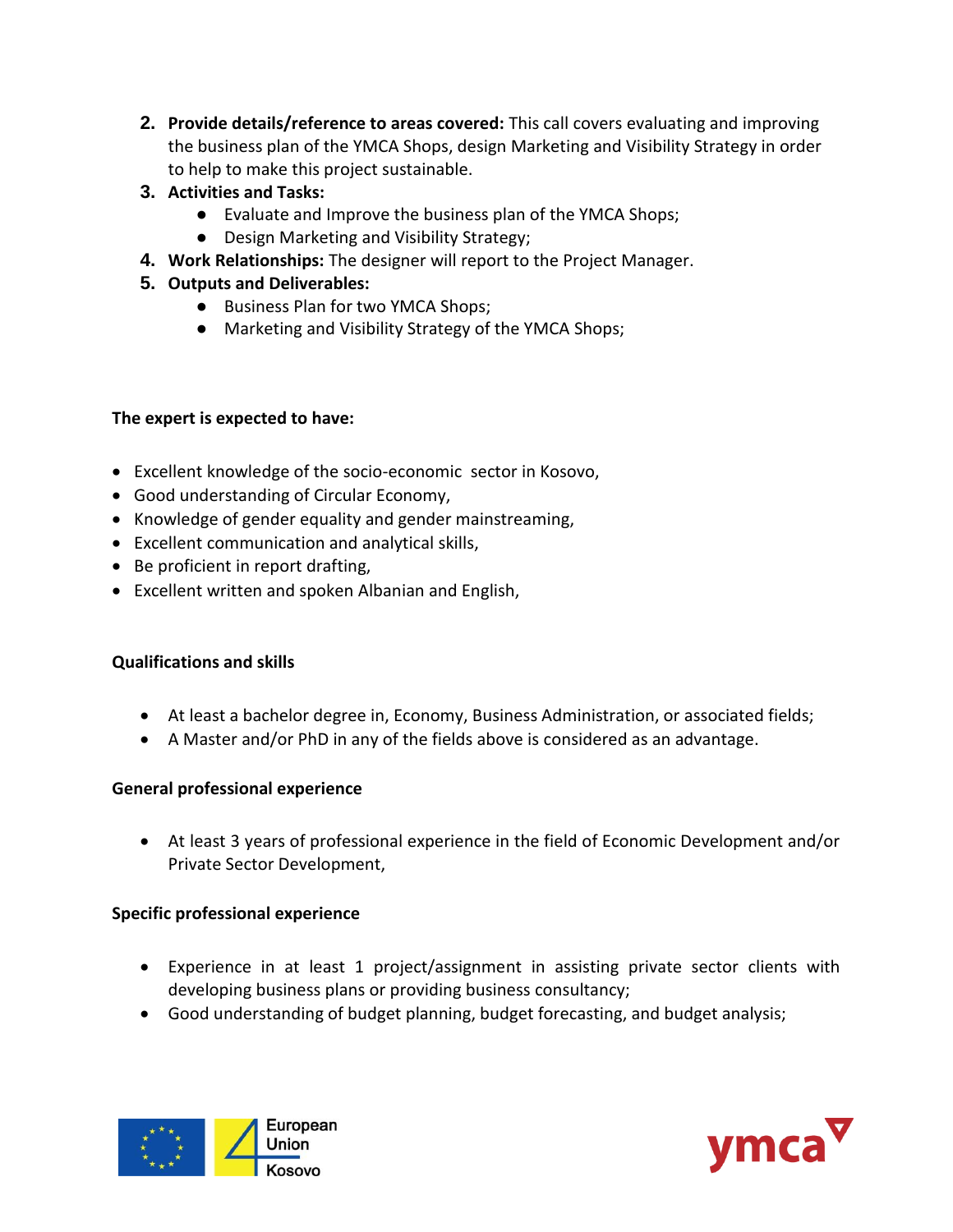2. **Provide details/reference to areas covered:** This call covers evaluating and improving the business plan of the YMCA Shops, design Marketing and Visibility Strategy in order to help to make this project sustainable.
3. **Activities and Tasks:**
    - Evaluate and Improve the business plan of the YMCA Shops;
    - Design Marketing and Visibility Strategy;
4. **Work Relationships:** The designer will report to the Project Manager.
5. **Outputs and Deliverables:**
    - Business Plan for two YMCA Shops;
    - Marketing and Visibility Strategy of the YMCA Shops;

**The expert is expected to have:**

- Excellent knowledge of the socio-economic sector in Kosovo,
- Good understanding of Circular Economy,
- Knowledge of gender equality and gender mainstreaming,
- Excellent communication and analytical skills,
- Be proficient in report drafting,
- Excellent written and spoken Albanian and English,

**Qualifications and skills**

- At least a bachelor degree in, Economy, Business Administration, or associated fields;
- A Master and/or PhD in any of the fields above is considered as an advantage.

**General professional experience**

- At least 3 years of professional experience in the field of Economic Development and/or Private Sector Development,

**Specific professional experience**

- Experience in at least 1 project/assignment in assisting private sector clients with developing business plans or providing business consultancy;
- Good understanding of budget planning, budget forecasting, and budget analysis;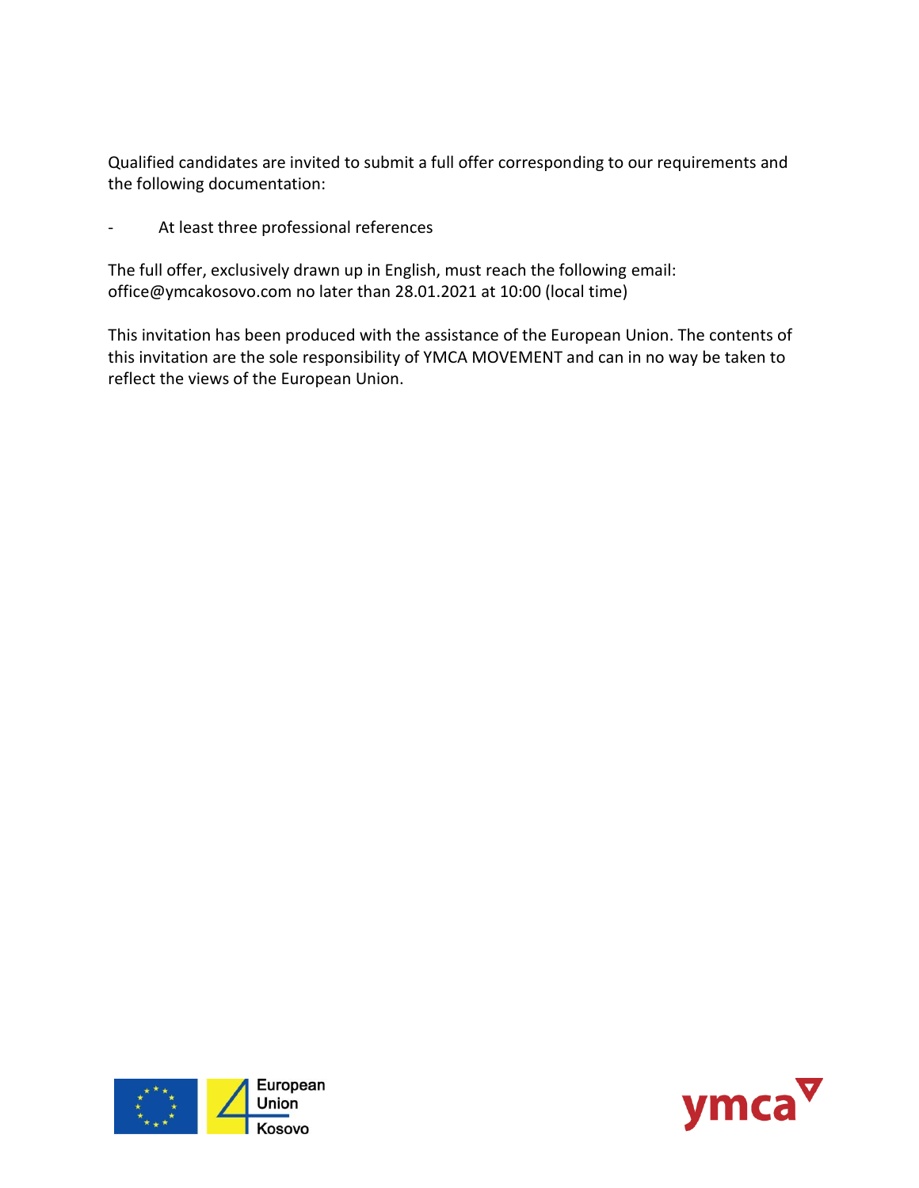Qualified candidates are invited to submit a full offer corresponding to our requirements and the following documentation:

- At least three professional references

The full offer, exclusively drawn up in English, must reach the following email: office@ymcakosovo.com no later than 28.01.2021 at 10:00 (local time)

This invitation has been produced with the assistance of the European Union. The contents of this invitation are the sole responsibility of YMCA MOVEMENT and can in no way be taken to reflect the views of the European Union.